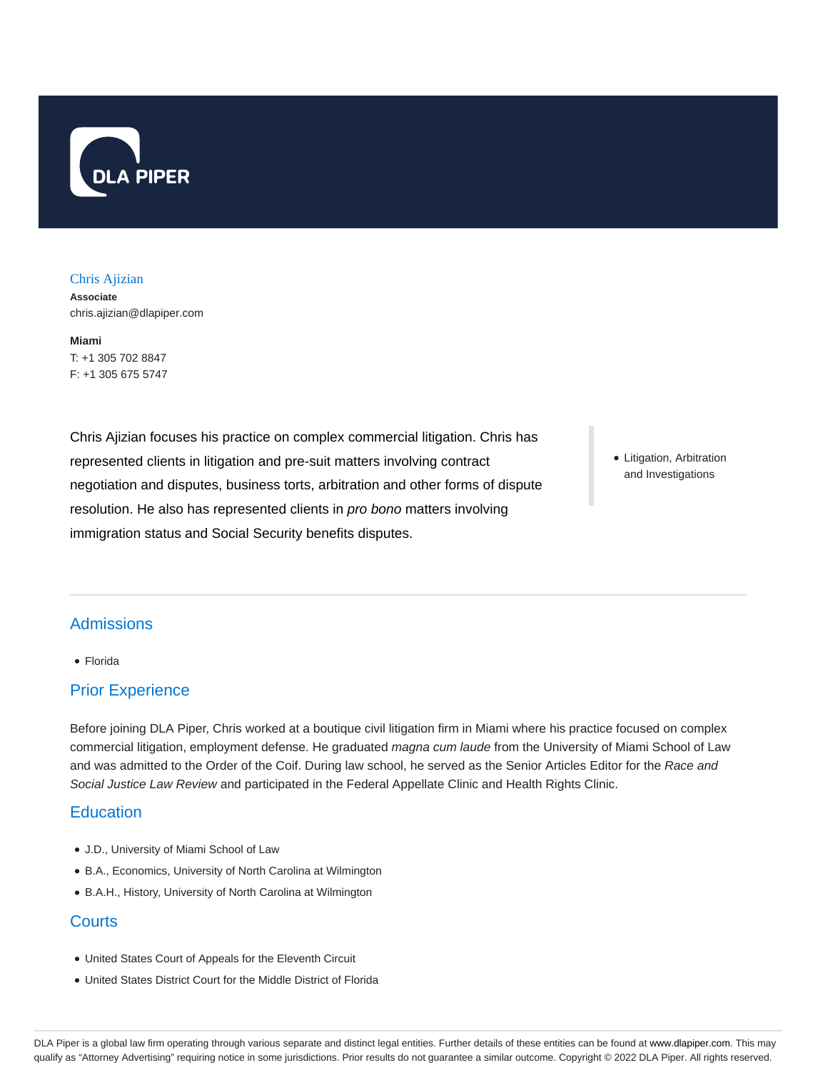DLA PIPER

# Chris Ajizian

**Associate**
chris.ajizian@dlapiper.com

**Miami**
T: +1 305 702 8847
F: +1 305 675 5747

Chris Ajizian focuses his practice on complex commercial litigation. Chris has represented clients in litigation and pre-suit matters involving contract negotiation and disputes, business torts, arbitration and other forms of dispute resolution. He also has represented clients in *pro bono* matters involving immigration status and Social Security benefits disputes.

- Litigation, Arbitration and Investigations

## Admissions

- Florida

## Prior Experience

Before joining DLA Piper, Chris worked at a boutique civil litigation firm in Miami where his practice focused on complex commercial litigation, employment defense. He graduated *magna cum laude* from the University of Miami School of Law and was admitted to the Order of the Coif. During law school, he served as the Senior Articles Editor for the *Race and Social Justice Law Review* and participated in the Federal Appellate Clinic and Health Rights Clinic.

## Education

- J.D., University of Miami School of Law
- B.A., Economics, University of North Carolina at Wilmington
- B.A.H., History, University of North Carolina at Wilmington

## Courts

- United States Court of Appeals for the Eleventh Circuit
- United States District Court for the Middle District of Florida

DLA Piper is a global law firm operating through various separate and distinct legal entities. Further details of these entities can be found at www.dlapiper.com. This may qualify as "Attorney Advertising" requiring notice in some jurisdictions. Prior results do not guarantee a similar outcome. Copyright © 2022 DLA Piper. All rights reserved.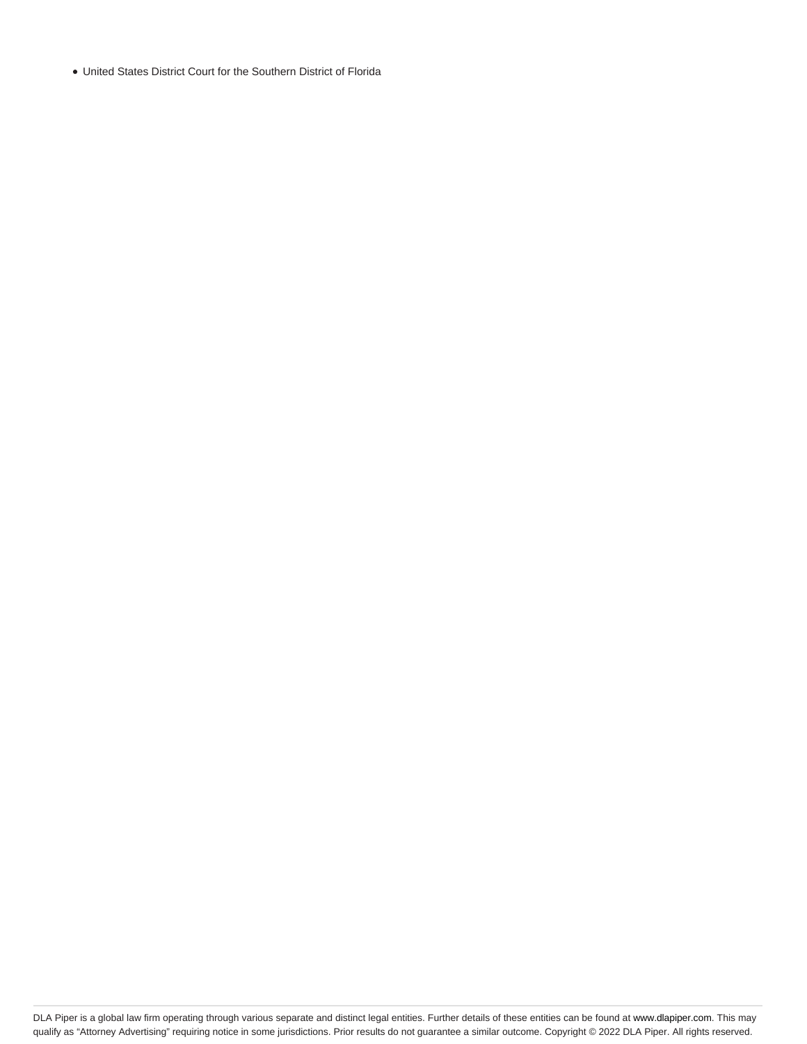- United States District Court for the Southern District of Florida